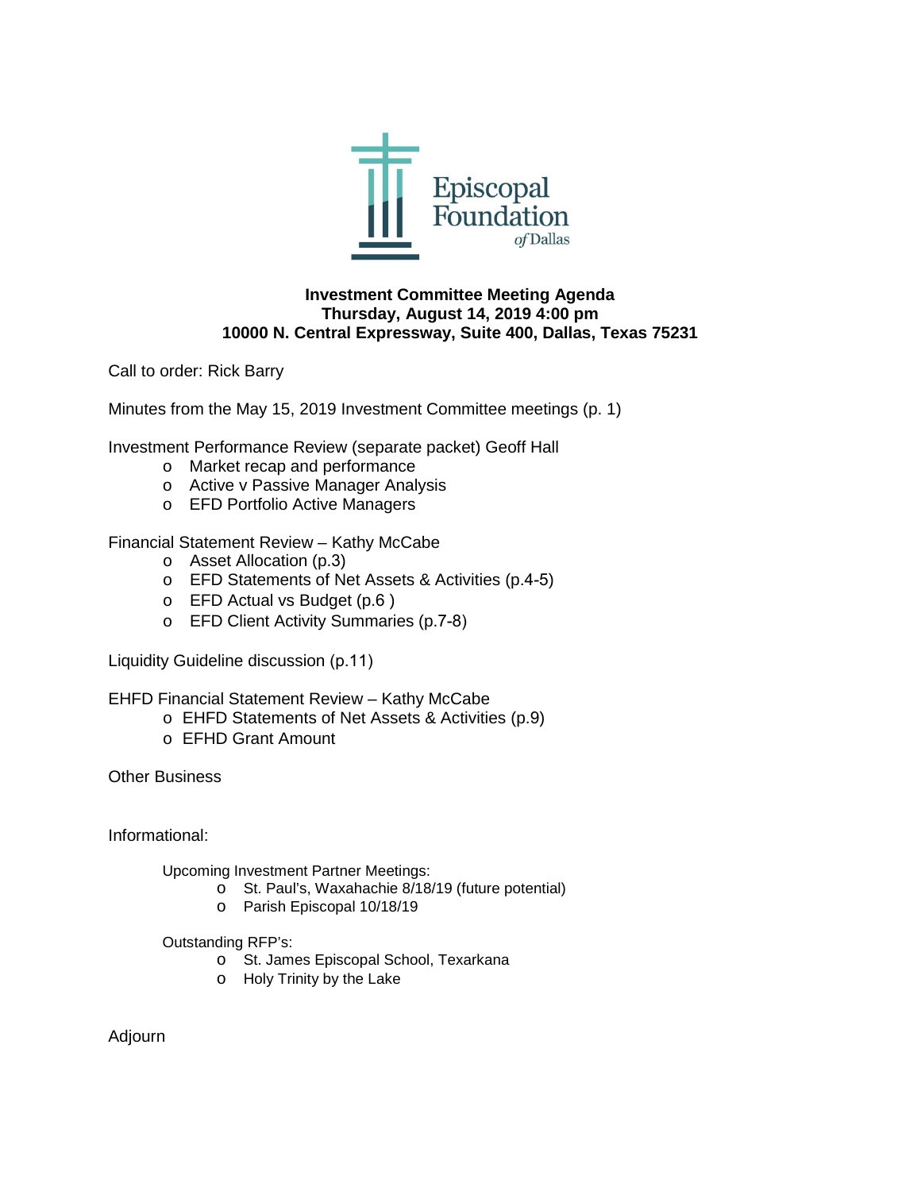Episcopal Foundation of Dallas

# Investment Committee Meeting Agenda
**Thursday, August 14, 2019 4:00 pm**
**10000 N. Central Expressway, Suite 400, Dallas, Texas 75231**

Call to order: Rick Barry

Minutes from the May 15, 2019 Investment Committee meetings (p. 1)

Investment Performance Review (separate packet) Geoff Hall

- Market recap and performance
- Active v Passive Manager Analysis
- EFD Portfolio Active Managers

Financial Statement Review – Kathy McCabe

- Asset Allocation (p.3)
- EFD Statements of Net Assets & Activities (p.4-5)
- EFD Actual vs Budget (p.6 )
- EFD Client Activity Summaries (p.7-8)

Liquidity Guideline discussion (p.11)

EHFD Financial Statement Review – Kathy McCabe

- EHFD Statements of Net Assets & Activities (p.9)
- EFHD Grant Amount

Other Business

Informational:

Upcoming Investment Partner Meetings:

- St. Paul's, Waxahachie 8/18/19 (future potential)
- Parish Episcopal 10/18/19

Outstanding RFP's:

- St. James Episcopal School, Texarkana
- Holy Trinity by the Lake

Adjourn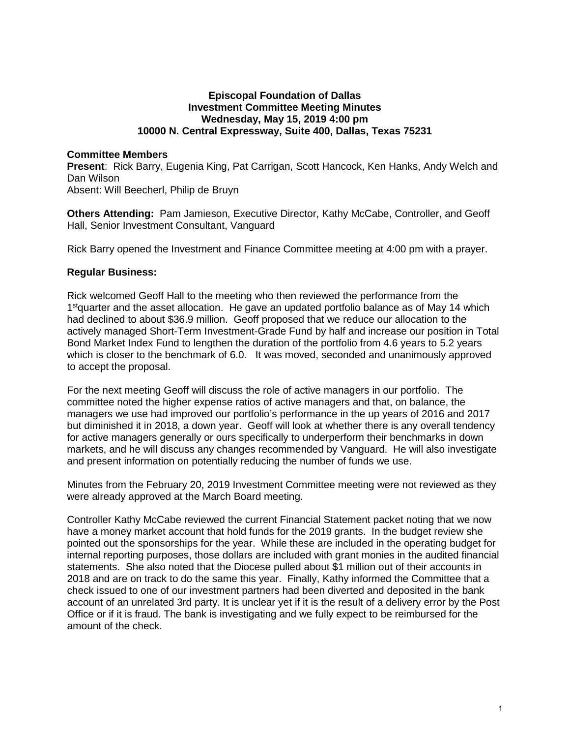**Episcopal Foundation of Dallas**
**Investment Committee Meeting Minutes**
**Wednesday, May 15, 2019 4:00 pm**
**10000 N. Central Expressway, Suite 400, Dallas, Texas 75231**

**Committee Members**
**Present**: Rick Barry, Eugenia King, Pat Carrigan, Scott Hancock, Ken Hanks, Andy Welch and Dan Wilson
Absent: Will Beecherl, Philip de Bruyn

**Others Attending:** Pam Jamieson, Executive Director, Kathy McCabe, Controller, and Geoff Hall, Senior Investment Consultant, Vanguard

Rick Barry opened the Investment and Finance Committee meeting at 4:00 pm with a prayer.

**Regular Business:**

Rick welcomed Geoff Hall to the meeting who then reviewed the performance from the 1st quarter and the asset allocation. He gave an updated portfolio balance as of May 14 which had declined to about $36.9 million. Geoff proposed that we reduce our allocation to the actively managed Short-Term Investment-Grade Fund by half and increase our position in Total Bond Market Index Fund to lengthen the duration of the portfolio from 4.6 years to 5.2 years which is closer to the benchmark of 6.0. It was moved, seconded and unanimously approved to accept the proposal.

For the next meeting Geoff will discuss the role of active managers in our portfolio. The committee noted the higher expense ratios of active managers and that, on balance, the managers we use had improved our portfolio's performance in the up years of 2016 and 2017 but diminished it in 2018, a down year. Geoff will look at whether there is any overall tendency for active managers generally or ours specifically to underperform their benchmarks in down markets, and he will discuss any changes recommended by Vanguard. He will also investigate and present information on potentially reducing the number of funds we use.

Minutes from the February 20, 2019 Investment Committee meeting were not reviewed as they were already approved at the March Board meeting.

Controller Kathy McCabe reviewed the current Financial Statement packet noting that we now have a money market account that hold funds for the 2019 grants. In the budget review she pointed out the sponsorships for the year. While these are included in the operating budget for internal reporting purposes, those dollars are included with grant monies in the audited financial statements. She also noted that the Diocese pulled about $1 million out of their accounts in 2018 and are on track to do the same this year. Finally, Kathy informed the Committee that a check issued to one of our investment partners had been diverted and deposited in the bank account of an unrelated 3rd party. It is unclear yet if it is the result of a delivery error by the Post Office or if it is fraud. The bank is investigating and we fully expect to be reimbursed for the amount of the check.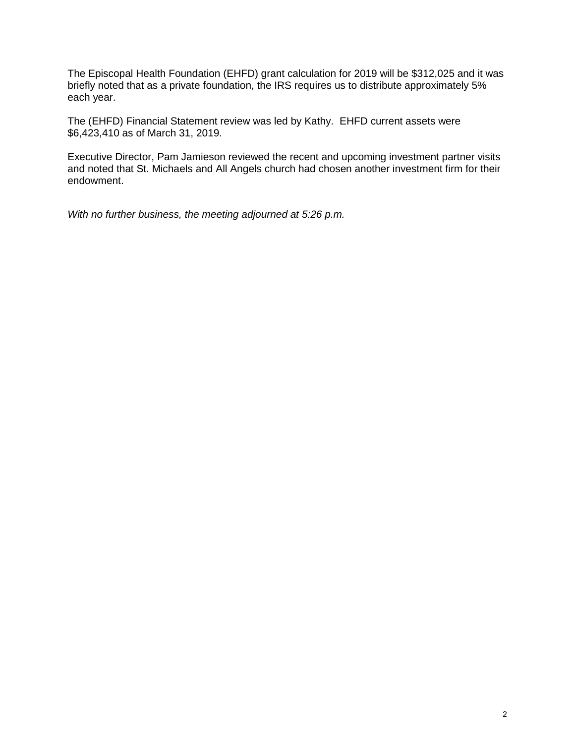The Episcopal Health Foundation (EHFD) grant calculation for 2019 will be $312,025 and it was briefly noted that as a private foundation, the IRS requires us to distribute approximately 5% each year.

The (EHFD) Financial Statement review was led by Kathy. EHFD current assets were $6,423,410 as of March 31, 2019.

Executive Director, Pam Jamieson reviewed the recent and upcoming investment partner visits and noted that St. Michaels and All Angels church had chosen another investment firm for their endowment.

*With no further business, the meeting adjourned at 5:26 p.m.*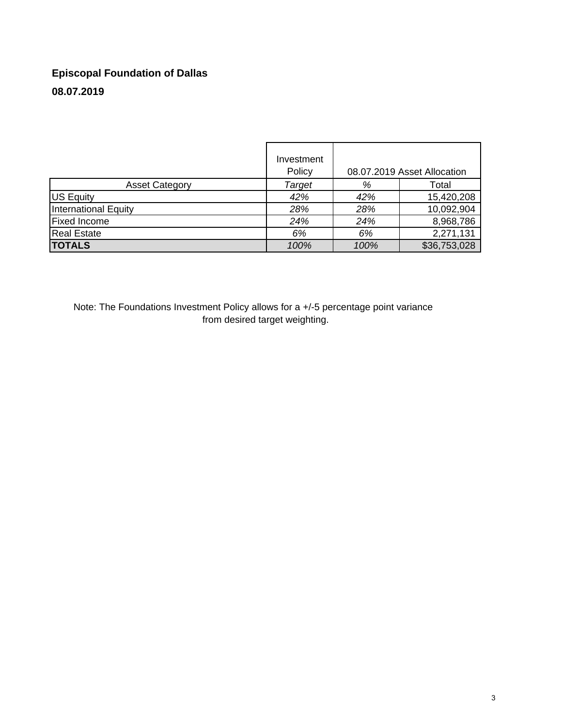**Episcopal Foundation of Dallas**

**08.07.2019**

| | Investment Policy | 08.07.2019 Asset Allocation | |
|---|---|---|---|
| Asset Category | *Target* | *%* | Total |
| US Equity | *42%* | *42%* | 15,420,208 |
| International Equity | *28%* | *28%* | 10,092,904 |
| Fixed Income | *24%* | *24%* | 8,968,786 |
| Real Estate | *6%* | *6%* | 2,271,131 |
| **TOTALS** | *100%* | *100%* | $36,753,028 |

Note: The Foundations Investment Policy allows for a +/-5 percentage point variance from desired target weighting.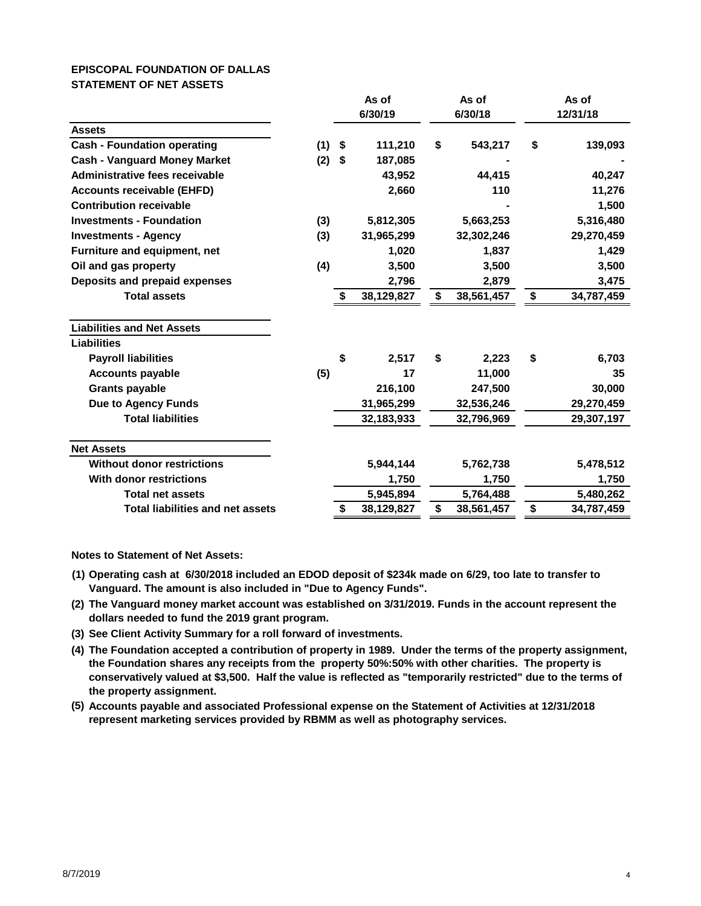**EPISCOPAL FOUNDATION OF DALLAS**
**STATEMENT OF NET ASSETS**

| | | As of 6/30/19 | As of 6/30/18 | As of 12/31/18 |
|---|---|---|---|---|
| **Assets** | | | | |
| Cash - Foundation operating | (1) | $ 111,210 | $ 543,217 | $ 139,093 |
| Cash - Vanguard Money Market | (2) | $ 187,085 | - | - |
| Administrative fees receivable | | 43,952 | 44,415 | 40,247 |
| Accounts receivable (EHFD) | | 2,660 | 110 | 11,276 |
| Contribution receivable | | | - | 1,500 |
| Investments - Foundation | (3) | 5,812,305 | 5,663,253 | 5,316,480 |
| Investments - Agency | (3) | 31,965,299 | 32,302,246 | 29,270,459 |
| Furniture and equipment, net | | 1,020 | 1,837 | 1,429 |
| Oil and gas property | (4) | 3,500 | 3,500 | 3,500 |
| Deposits and prepaid expenses | | 2,796 | 2,879 | 3,475 |
| **Total assets** | | $ 38,129,827 | $ 38,561,457 | $ 34,787,459 |
| | | | | |
| **Liabilities and Net Assets** | | | | |
| **Liabilities** | | | | |
| Payroll liabilities | | $ 2,517 | $ 2,223 | $ 6,703 |
| Accounts payable | (5) | 17 | 11,000 | 35 |
| Grants payable | | 216,100 | 247,500 | 30,000 |
| Due to Agency Funds | | 31,965,299 | 32,536,246 | 29,270,459 |
| **Total liabilities** | | 32,183,933 | 32,796,969 | 29,307,197 |
| | | | | |
| **Net Assets** | | | | |
| Without donor restrictions | | 5,944,144 | 5,762,738 | 5,478,512 |
| With donor restrictions | | 1,750 | 1,750 | 1,750 |
| **Total net assets** | | 5,945,894 | 5,764,488 | 5,480,262 |
| **Total liabilities and net assets** | | $ 38,129,827 | $ 38,561,457 | $ 34,787,459 |

**Notes to Statement of Net Assets:**

(1) Operating cash at 6/30/2018 included an EDOD deposit of $234k made on 6/29, too late to transfer to Vanguard. The amount is also included in "Due to Agency Funds".

(2) The Vanguard money market account was established on 3/31/2019. Funds in the account represent the dollars needed to fund the 2019 grant program.

(3) See Client Activity Summary for a roll forward of investments.

(4) The Foundation accepted a contribution of property in 1989. Under the terms of the property assignment, the Foundation shares any receipts from the property 50%:50% with other charities. The property is conservatively valued at $3,500. Half the value is reflected as "temporarily restricted" due to the terms of the property assignment.

(5) Accounts payable and associated Professional expense on the Statement of Activities at 12/31/2018 represent marketing services provided by RBMM as well as photography services.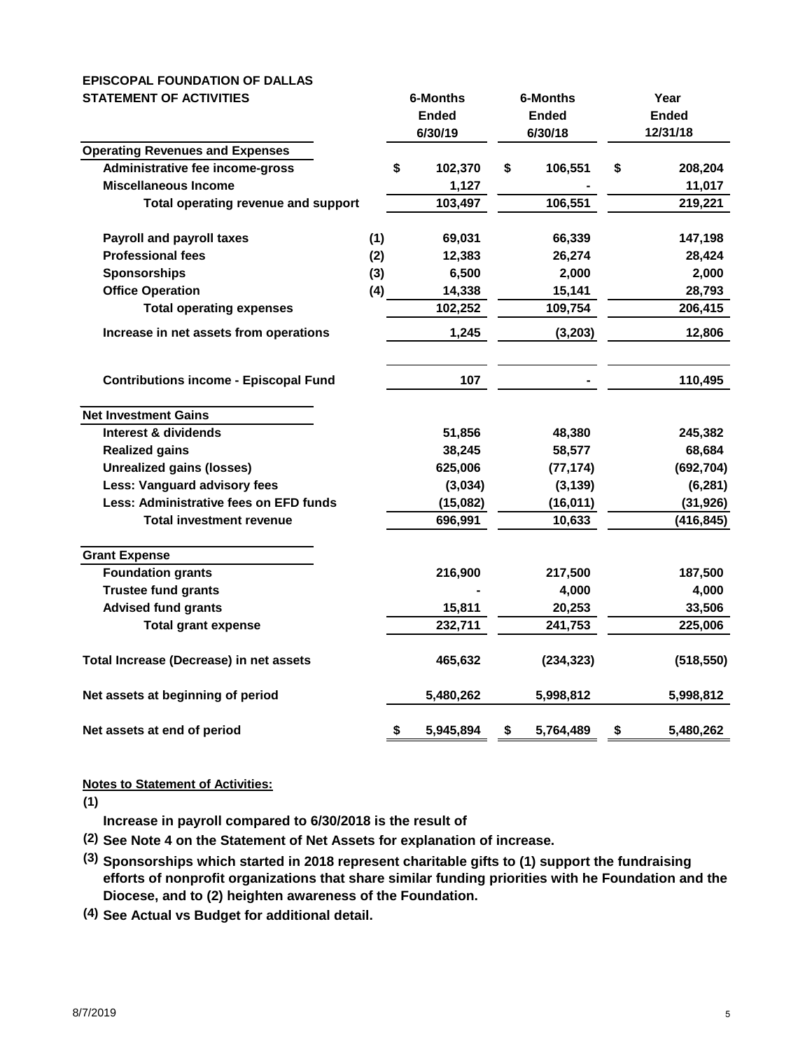**EPISCOPAL FOUNDATION OF DALLAS**
**STATEMENT OF ACTIVITIES**

| | | 6-Months Ended 6/30/19 | 6-Months Ended 6/30/18 | Year Ended 12/31/18 |
|---|---|---|---|---|
| **Operating Revenues and Expenses** | | | | |
| Administrative fee income-gross | | $ 102,370 | $ 106,551 | $ 208,204 |
| Miscellaneous Income | | 1,127 | - | 11,017 |
| Total operating revenue and support | | 103,497 | 106,551 | 219,221 |
| Payroll and payroll taxes | (1) | 69,031 | 66,339 | 147,198 |
| Professional fees | (2) | 12,383 | 26,274 | 28,424 |
| Sponsorships | (3) | 6,500 | 2,000 | 2,000 |
| Office Operation | (4) | 14,338 | 15,141 | 28,793 |
| Total operating expenses | | 102,252 | 109,754 | 206,415 |
| Increase in net assets from operations | | 1,245 | (3,203) | 12,806 |
| Contributions income - Episcopal Fund | | 107 | - | 110,495 |
| **Net Investment Gains** | | | | |
| Interest & dividends | | 51,856 | 48,380 | 245,382 |
| Realized gains | | 38,245 | 58,577 | 68,684 |
| Unrealized gains (losses) | | 625,006 | (77,174) | (692,704) |
| Less: Vanguard advisory fees | | (3,034) | (3,139) | (6,281) |
| Less: Administrative fees on EFD funds | | (15,082) | (16,011) | (31,926) |
| Total investment revenue | | 696,991 | 10,633 | (416,845) |
| **Grant Expense** | | | | |
| Foundation grants | | 216,900 | 217,500 | 187,500 |
| Trustee fund grants | | - | 4,000 | 4,000 |
| Advised fund grants | | 15,811 | 20,253 | 33,506 |
| Total grant expense | | 232,711 | 241,753 | 225,006 |
| Total Increase (Decrease) in net assets | | 465,632 | (234,323) | (518,550) |
| Net assets at beginning of period | | 5,480,262 | 5,998,812 | 5,998,812 |
| Net assets at end of period | | $ 5,945,894 | $ 5,764,489 | $ 5,480,262 |

**Notes to Statement of Activities:**

(1) Increase in payroll compared to 6/30/2018 is the result of

(2) See Note 4 on the Statement of Net Assets for explanation of increase.

(3) Sponsorships which started in 2018 represent charitable gifts to (1) support the fundraising efforts of nonprofit organizations that share similar funding priorities with he Foundation and the Diocese, and to (2) heighten awareness of the Foundation.

(4) See Actual vs Budget for additional detail.

8/7/2019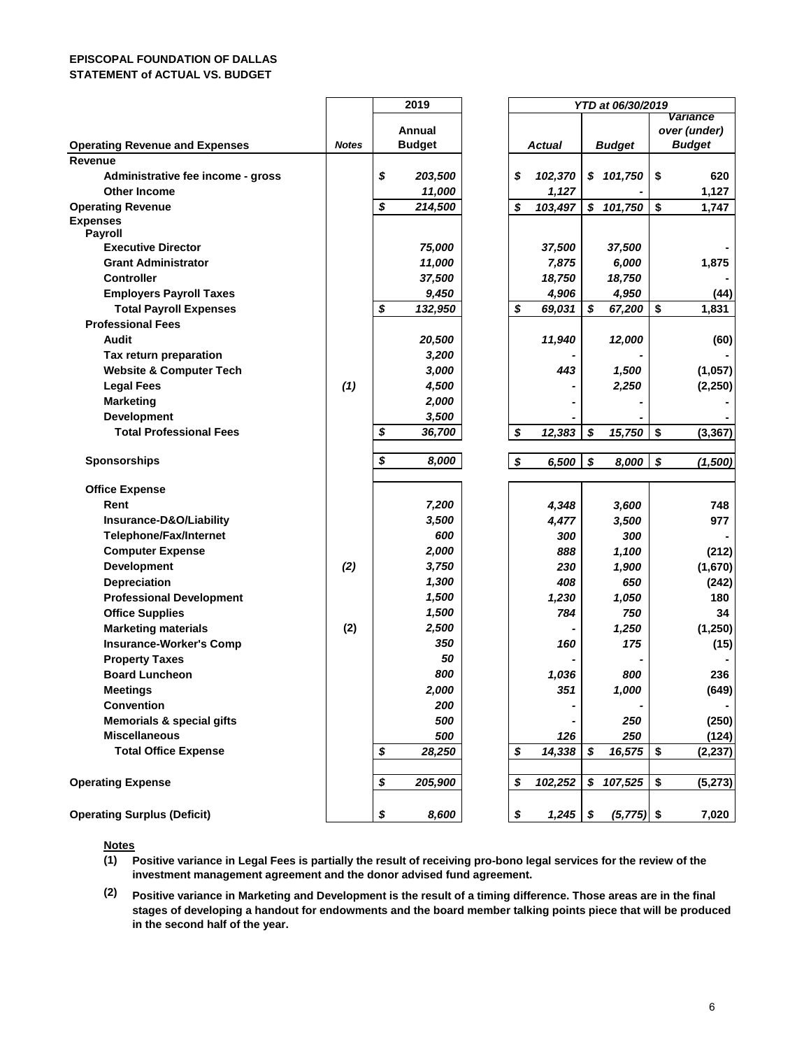**EPISCOPAL FOUNDATION OF DALLAS**
**STATEMENT of ACTUAL VS. BUDGET**

| Operating Revenue and Expenses | Notes | 2019 Annual Budget | YTD at 06/30/2019 Actual | YTD at 06/30/2019 Budget | YTD at 06/30/2019 Variance over (under) Budget |
|---|---|---|---|---|---|
| **Revenue** | | | | | |
| Administrative fee income - gross | | $ 203,500 | $ 102,370 | $ 101,750 | $ 620 |
| Other Income | | 11,000 | 1,127 | - | 1,127 |
| **Operating Revenue** | | $ 214,500 | $ 103,497 | $ 101,750 | $ 1,747 |
| **Expenses** | | | | | |
| **Payroll** | | | | | |
| Executive Director | | 75,000 | 37,500 | 37,500 | - |
| Grant Administrator | | 11,000 | 7,875 | 6,000 | 1,875 |
| Controller | | 37,500 | 18,750 | 18,750 | - |
| Employers Payroll Taxes | | 9,450 | 4,906 | 4,950 | (44) |
| Total Payroll Expenses | | $ 132,950 | $ 69,031 | $ 67,200 | $ 1,831 |
| **Professional Fees** | | | | | |
| Audit | | 20,500 | 11,940 | 12,000 | (60) |
| Tax return preparation | | 3,200 | - | - | - |
| Website & Computer Tech | | 3,000 | 443 | 1,500 | (1,057) |
| Legal Fees | (1) | 4,500 | - | 2,250 | (2,250) |
| Marketing | | 2,000 | - | - | - |
| Development | | 3,500 | - | - | - |
| Total Professional Fees | | $ 36,700 | $ 12,383 | $ 15,750 | $ (3,367) |
| **Sponsorships** | | $ 8,000 | $ 6,500 | $ 8,000 | $ (1,500) |
| **Office Expense** | | | | | |
| Rent | | 7,200 | 4,348 | 3,600 | 748 |
| Insurance-D&O/Liability | | 3,500 | 4,477 | 3,500 | 977 |
| Telephone/Fax/Internet | | 600 | 300 | 300 | - |
| Computer Expense | | 2,000 | 888 | 1,100 | (212) |
| Development | (2) | 3,750 | 230 | 1,900 | (1,670) |
| Depreciation | | 1,300 | 408 | 650 | (242) |
| Professional Development | | 1,500 | 1,230 | 1,050 | 180 |
| Office Supplies | | 1,500 | 784 | 750 | 34 |
| Marketing materials | (2) | 2,500 | - | 1,250 | (1,250) |
| Insurance-Worker's Comp | | 350 | 160 | 175 | (15) |
| Property Taxes | | 50 | - | - | - |
| Board Luncheon | | 800 | 1,036 | 800 | 236 |
| Meetings | | 2,000 | 351 | 1,000 | (649) |
| Convention | | 200 | - | - | - |
| Memorials & special gifts | | 500 | - | 250 | (250) |
| Miscellaneous | | 500 | 126 | 250 | (124) |
| Total Office Expense | | $ 28,250 | $ 14,338 | $ 16,575 | $ (2,237) |
| **Operating Expense** | | $ 205,900 | $ 102,252 | $ 107,525 | $ (5,273) |
| **Operating Surplus (Deficit)** | | $ 8,600 | $ 1,245 | $ (5,775) | $ 7,020 |

**Notes**

**(1)** Positive variance in Legal Fees is partially the result of receiving pro-bono legal services for the review of the investment management agreement and the donor advised fund agreement.

**(2)** Positive variance in Marketing and Development is the result of a timing difference. Those areas are in the final stages of developing a handout for endowments and the board member talking points piece that will be produced in the second half of the year.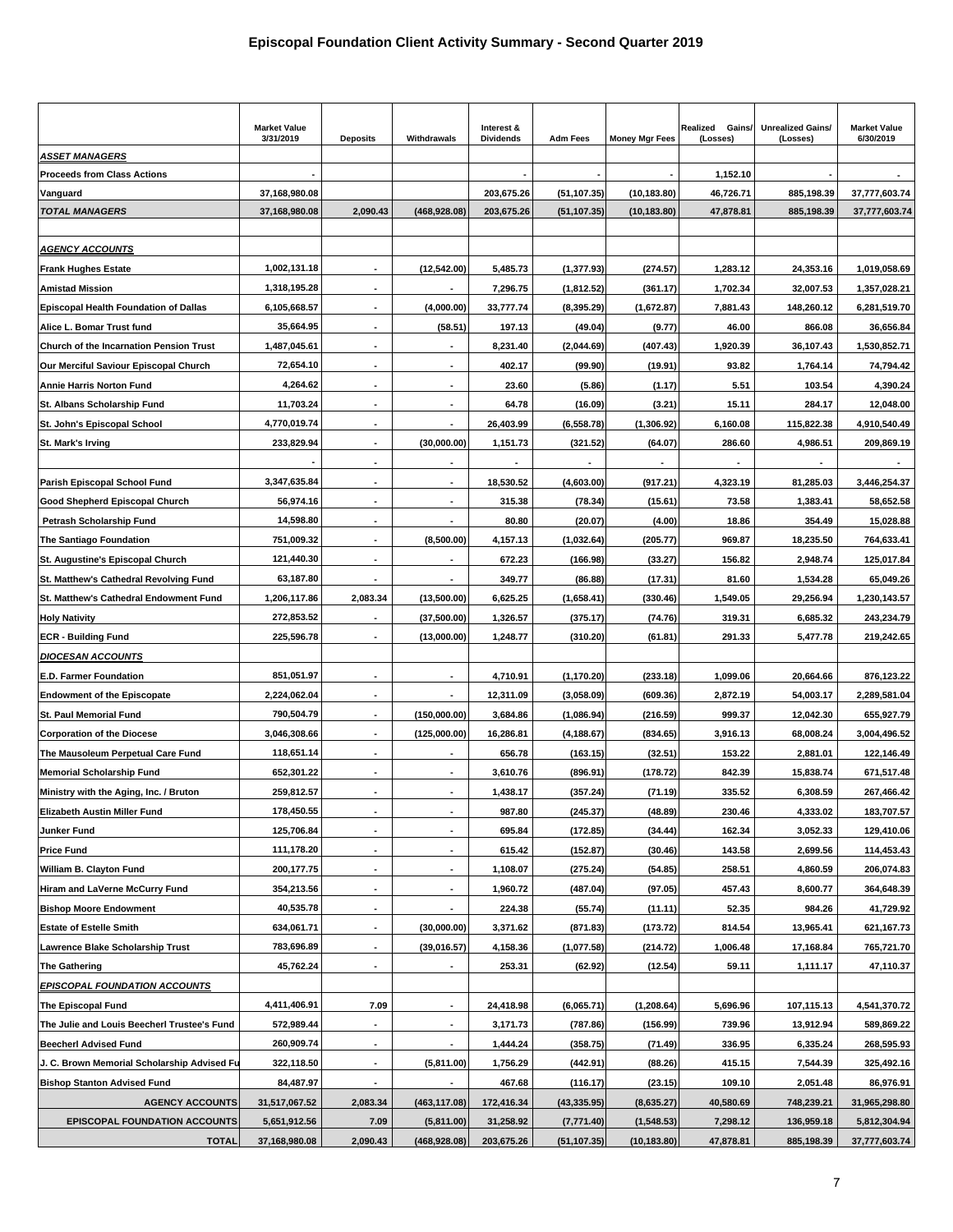## Episcopal Foundation Client Activity Summary - Second Quarter 2019

| | Market Value 3/31/2019 | Deposits | Withdrawals | Interest & Dividends | Adm Fees | Money Mgr Fees | Realized Gains/ (Losses) | Unrealized Gains/ (Losses) | Market Value 6/30/2019 |
|---|---|---|---|---|---|---|---|---|---|
| ***ASSET MANAGERS*** | | | | | | | | | |
| **Proceeds from Class Actions** | - | | | - | - | - | 1,152.10 | - | - |
| **Vanguard** | 37,168,980.08 | | | 203,675.26 | (51,107.35) | (10,183.80) | 46,726.71 | 885,198.39 | 37,777,603.74 |
| ***TOTAL MANAGERS*** | 37,168,980.08 | 2,090.43 | (468,928.08) | 203,675.26 | (51,107.35) | (10,183.80) | 47,878.81 | 885,198.39 | 37,777,603.74 |
| | | | | | | | | | |
| ***AGENCY ACCOUNTS*** | | | | | | | | | |
| **Frank Hughes Estate** | 1,002,131.18 | - | (12,542.00) | 5,485.73 | (1,377.93) | (274.57) | 1,283.12 | 24,353.16 | 1,019,058.69 |
| **Amistad Mission** | 1,318,195.28 | - | - | 7,296.75 | (1,812.52) | (361.17) | 1,702.34 | 32,007.53 | 1,357,028.21 |
| **Episcopal Health Foundation of Dallas** | 6,105,668.57 | - | (4,000.00) | 33,777.74 | (8,395.29) | (1,672.87) | 7,881.43 | 148,260.12 | 6,281,519.70 |
| **Alice L. Bomar Trust fund** | 35,664.95 | - | (58.51) | 197.13 | (49.04) | (9.77) | 46.00 | 866.08 | 36,656.84 |
| **Church of the Incarnation Pension Trust** | 1,487,045.61 | - | - | 8,231.40 | (2,044.69) | (407.43) | 1,920.39 | 36,107.43 | 1,530,852.71 |
| **Our Merciful Saviour Episcopal Church** | 72,654.10 | - | - | 402.17 | (99.90) | (19.91) | 93.82 | 1,764.14 | 74,794.42 |
| **Annie Harris Norton Fund** | 4,264.62 | - | - | 23.60 | (5.86) | (1.17) | 5.51 | 103.54 | 4,390.24 |
| **St. Albans Scholarship Fund** | 11,703.24 | - | - | 64.78 | (16.09) | (3.21) | 15.11 | 284.17 | 12,048.00 |
| **St. John's Episcopal School** | 4,770,019.74 | - | - | 26,403.99 | (6,558.78) | (1,306.92) | 6,160.08 | 115,822.38 | 4,910,540.49 |
| **St. Mark's Irving** | 233,829.94 | - | (30,000.00) | 1,151.73 | (321.52) | (64.07) | 286.60 | 4,986.51 | 209,869.19 |
| | - | - | - | - | - | - | - | - | - |
| **Parish Episcopal School Fund** | 3,347,635.84 | - | - | 18,530.52 | (4,603.00) | (917.21) | 4,323.19 | 81,285.03 | 3,446,254.37 |
| **Good Shepherd Episcopal Church** | 56,974.16 | - | - | 315.38 | (78.34) | (15.61) | 73.58 | 1,383.41 | 58,652.58 |
| **Petrash Scholarship Fund** | 14,598.80 | - | - | 80.80 | (20.07) | (4.00) | 18.86 | 354.49 | 15,028.88 |
| **The Santiago Foundation** | 751,009.32 | - | (8,500.00) | 4,157.13 | (1,032.64) | (205.77) | 969.87 | 18,235.50 | 764,633.41 |
| **St. Augustine's Episcopal Church** | 121,440.30 | - | - | 672.23 | (166.98) | (33.27) | 156.82 | 2,948.74 | 125,017.84 |
| **St. Matthew's Cathedral Revolving Fund** | 63,187.80 | - | - | 349.77 | (86.88) | (17.31) | 81.60 | 1,534.28 | 65,049.26 |
| **St. Matthew's Cathedral Endowment Fund** | 1,206,117.86 | 2,083.34 | (13,500.00) | 6,625.25 | (1,658.41) | (330.46) | 1,549.05 | 29,256.94 | 1,230,143.57 |
| **Holy Nativity** | 272,853.52 | - | (37,500.00) | 1,326.57 | (375.17) | (74.76) | 319.31 | 6,685.32 | 243,234.79 |
| **ECR - Building Fund** | 225,596.78 | - | (13,000.00) | 1,248.77 | (310.20) | (61.81) | 291.33 | 5,477.78 | 219,242.65 |
| ***DIOCESAN ACCOUNTS*** | | | | | | | | | |
| **E.D. Farmer Foundation** | 851,051.97 | - | - | 4,710.91 | (1,170.20) | (233.18) | 1,099.06 | 20,664.66 | 876,123.22 |
| **Endowment of the Episcopate** | 2,224,062.04 | - | - | 12,311.09 | (3,058.09) | (609.36) | 2,872.19 | 54,003.17 | 2,289,581.04 |
| **St. Paul Memorial Fund** | 790,504.79 | - | (150,000.00) | 3,684.86 | (1,086.94) | (216.59) | 999.37 | 12,042.30 | 655,927.79 |
| **Corporation of the Diocese** | 3,046,308.66 | - | (125,000.00) | 16,286.81 | (4,188.67) | (834.65) | 3,916.13 | 68,008.24 | 3,004,496.52 |
| **The Mausoleum Perpetual Care Fund** | 118,651.14 | - | - | 656.78 | (163.15) | (32.51) | 153.22 | 2,881.01 | 122,146.49 |
| **Memorial Scholarship Fund** | 652,301.22 | - | - | 3,610.76 | (896.91) | (178.72) | 842.39 | 15,838.74 | 671,517.48 |
| **Ministry with the Aging, Inc. / Bruton** | 259,812.57 | - | - | 1,438.17 | (357.24) | (71.19) | 335.52 | 6,308.59 | 267,466.42 |
| **Elizabeth Austin Miller Fund** | 178,450.55 | - | - | 987.80 | (245.37) | (48.89) | 230.46 | 4,333.02 | 183,707.57 |
| **Junker Fund** | 125,706.84 | - | - | 695.84 | (172.85) | (34.44) | 162.34 | 3,052.33 | 129,410.06 |
| **Price Fund** | 111,178.20 | - | - | 615.42 | (152.87) | (30.46) | 143.58 | 2,699.56 | 114,453.43 |
| **William B. Clayton Fund** | 200,177.75 | - | - | 1,108.07 | (275.24) | (54.85) | 258.51 | 4,860.59 | 206,074.83 |
| **Hiram and LaVerne McCurry Fund** | 354,213.56 | - | - | 1,960.72 | (487.04) | (97.05) | 457.43 | 8,600.77 | 364,648.39 |
| **Bishop Moore Endowment** | 40,535.78 | - | - | 224.38 | (55.74) | (11.11) | 52.35 | 984.26 | 41,729.92 |
| **Estate of Estelle Smith** | 634,061.71 | - | (30,000.00) | 3,371.62 | (871.83) | (173.72) | 814.54 | 13,965.41 | 621,167.73 |
| **Lawrence Blake Scholarship Trust** | 783,696.89 | - | (39,016.57) | 4,158.36 | (1,077.58) | (214.72) | 1,006.48 | 17,168.84 | 765,721.70 |
| **The Gathering** | 45,762.24 | - | - | 253.31 | (62.92) | (12.54) | 59.11 | 1,111.17 | 47,110.37 |
| ***EPISCOPAL FOUNDATION ACCOUNTS*** | | | | | | | | | |
| **The Episcopal Fund** | 4,411,406.91 | 7.09 | - | 24,418.98 | (6,065.71) | (1,208.64) | 5,696.96 | 107,115.13 | 4,541,370.72 |
| **The Julie and Louis Beecherl Trustee's Fund** | 572,989.44 | - | - | 3,171.73 | (787.86) | (156.99) | 739.96 | 13,912.94 | 589,869.22 |
| **Beecherl Advised Fund** | 260,909.74 | - | - | 1,444.24 | (358.75) | (71.49) | 336.95 | 6,335.24 | 268,595.93 |
| **J. C. Brown Memorial Scholarship Advised Fu** | 322,118.50 | - | (5,811.00) | 1,756.29 | (442.91) | (88.26) | 415.15 | 7,544.39 | 325,492.16 |
| **Bishop Stanton Advised Fund** | 84,487.97 | - | - | 467.68 | (116.17) | (23.15) | 109.10 | 2,051.48 | 86,976.91 |
| **AGENCY ACCOUNTS** | 31,517,067.52 | 2,083.34 | (463,117.08) | 172,416.34 | (43,335.95) | (8,635.27) | 40,580.69 | 748,239.21 | 31,965,298.80 |
| **EPISCOPAL FOUNDATION ACCOUNTS** | 5,651,912.56 | 7.09 | (5,811.00) | 31,258.92 | (7,771.40) | (1,548.53) | 7,298.12 | 136,959.18 | 5,812,304.94 |
| **TOTAL** | 37,168,980.08 | 2,090.43 | (468,928.08) | 203,675.26 | (51,107.35) | (10,183.80) | 47,878.81 | 885,198.39 | 37,777,603.74 |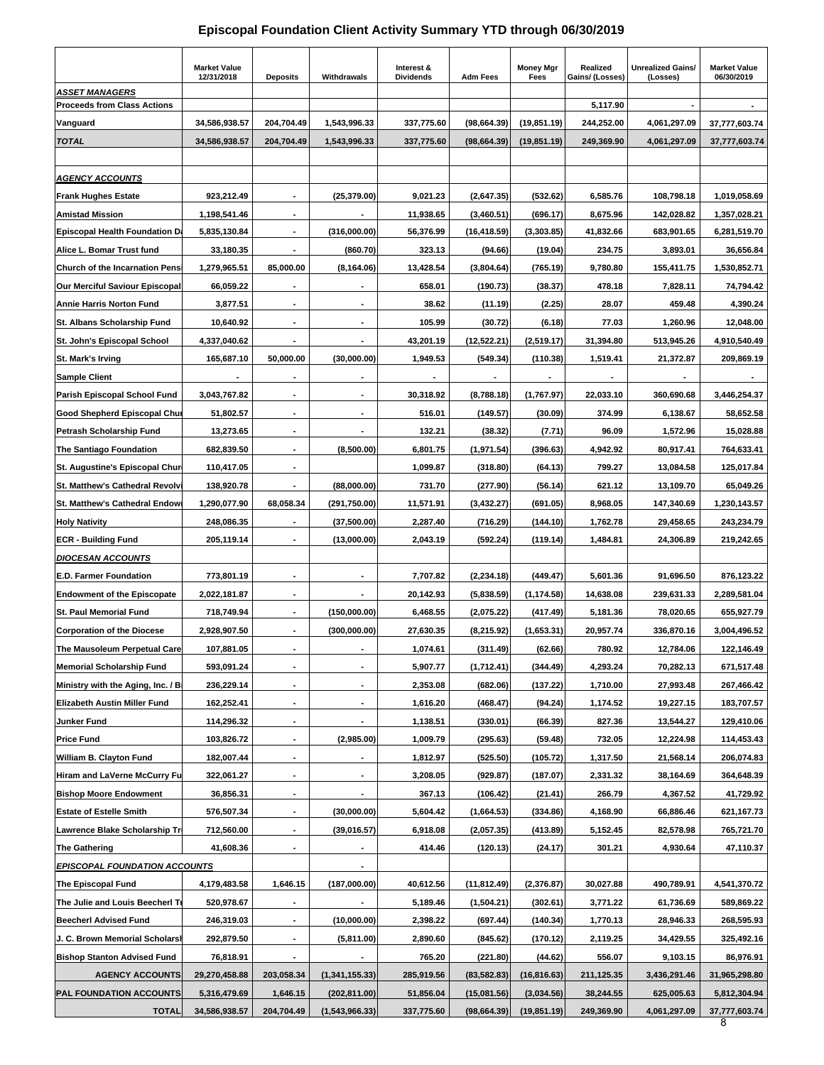# Episcopal Foundation Client Activity Summary YTD through 06/30/2019

| | Market Value 12/31/2018 | Deposits | Withdrawals | Interest & Dividends | Adm Fees | Money Mgr Fees | Realized Gains/ (Losses) | Unrealized Gains/ (Losses) | Market Value 06/30/2019 |
|---|---|---|---|---|---|---|---|---|---|
| ***ASSET MANAGERS*** | | | | | | | | | |
| **Proceeds from Class Actions** | | | | | | | 5,117.90 | - | - |
| **Vanguard** | 34,586,938.57 | 204,704.49 | 1,543,996.33 | 337,775.60 | (98,664.39) | (19,851.19) | 244,252.00 | 4,061,297.09 | 37,777,603.74 |
| ***TOTAL*** | 34,586,938.57 | 204,704.49 | 1,543,996.33 | 337,775.60 | (98,664.39) | (19,851.19) | 249,369.90 | 4,061,297.09 | 37,777,603.74 |
| | | | | | | | | | |
| ***AGENCY ACCOUNTS*** | | | | | | | | | |
| **Frank Hughes Estate** | 923,212.49 | - | (25,379.00) | 9,021.23 | (2,647.35) | (532.62) | 6,585.76 | 108,798.18 | 1,019,058.69 |
| **Amistad Mission** | 1,198,541.46 | - | - | 11,938.65 | (3,460.51) | (696.17) | 8,675.96 | 142,028.82 | 1,357,028.21 |
| **Episcopal Health Foundation Da** | 5,835,130.84 | - | (316,000.00) | 56,376.99 | (16,418.59) | (3,303.85) | 41,832.66 | 683,901.65 | 6,281,519.70 |
| **Alice L. Bomar Trust fund** | 33,180.35 | - | (860.70) | 323.13 | (94.66) | (19.04) | 234.75 | 3,893.01 | 36,656.84 |
| **Church of the Incarnation Pens** | 1,279,965.51 | 85,000.00 | (8,164.06) | 13,428.54 | (3,804.64) | (765.19) | 9,780.80 | 155,411.75 | 1,530,852.71 |
| **Our Merciful Saviour Episcopal** | 66,059.22 | - | - | 658.01 | (190.73) | (38.37) | 478.18 | 7,828.11 | 74,794.42 |
| **Annie Harris Norton Fund** | 3,877.51 | - | - | 38.62 | (11.19) | (2.25) | 28.07 | 459.48 | 4,390.24 |
| **St. Albans Scholarship Fund** | 10,640.92 | - | - | 105.99 | (30.72) | (6.18) | 77.03 | 1,260.96 | 12,048.00 |
| **St. John's Episcopal School** | 4,337,040.62 | - | - | 43,201.19 | (12,522.21) | (2,519.17) | 31,394.80 | 513,945.26 | 4,910,540.49 |
| **St. Mark's Irving** | 165,687.10 | 50,000.00 | (30,000.00) | 1,949.53 | (549.34) | (110.38) | 1,519.41 | 21,372.87 | 209,869.19 |
| **Sample Client** | - | - | - | - | - | - | - | - | - |
| **Parish Episcopal School Fund** | 3,043,767.82 | - | - | 30,318.92 | (8,788.18) | (1,767.97) | 22,033.10 | 360,690.68 | 3,446,254.37 |
| **Good Shepherd Episcopal Chur** | 51,802.57 | - | - | 516.01 | (149.57) | (30.09) | 374.99 | 6,138.67 | 58,652.58 |
| **Petrash Scholarship Fund** | 13,273.65 | - | - | 132.21 | (38.32) | (7.71) | 96.09 | 1,572.96 | 15,028.88 |
| **The Santiago Foundation** | 682,839.50 | - | (8,500.00) | 6,801.75 | (1,971.54) | (396.63) | 4,942.92 | 80,917.41 | 764,633.41 |
| **St. Augustine's Episcopal Chur** | 110,417.05 | - | | 1,099.87 | (318.80) | (64.13) | 799.27 | 13,084.58 | 125,017.84 |
| **St. Matthew's Cathedral Revolv** | 138,920.78 | - | (88,000.00) | 731.70 | (277.90) | (56.14) | 621.12 | 13,109.70 | 65,049.26 |
| **St. Matthew's Cathedral Endow** | 1,290,077.90 | 68,058.34 | (291,750.00) | 11,571.91 | (3,432.27) | (691.05) | 8,968.05 | 147,340.69 | 1,230,143.57 |
| **Holy Nativity** | 248,086.35 | - | (37,500.00) | 2,287.40 | (716.29) | (144.10) | 1,762.78 | 29,458.65 | 243,234.79 |
| **ECR - Building Fund** | 205,119.14 | - | (13,000.00) | 2,043.19 | (592.24) | (119.14) | 1,484.81 | 24,306.89 | 219,242.65 |
| ***DIOCESAN ACCOUNTS*** | | | | | | | | | |
| **E.D. Farmer Foundation** | 773,801.19 | - | - | 7,707.82 | (2,234.18) | (449.47) | 5,601.36 | 91,696.50 | 876,123.22 |
| **Endowment of the Episcopate** | 2,022,181.87 | - | - | 20,142.93 | (5,838.59) | (1,174.58) | 14,638.08 | 239,631.33 | 2,289,581.04 |
| **St. Paul Memorial Fund** | 718,749.94 | - | (150,000.00) | 6,468.55 | (2,075.22) | (417.49) | 5,181.36 | 78,020.65 | 655,927.79 |
| **Corporation of the Diocese** | 2,928,907.50 | - | (300,000.00) | 27,630.35 | (8,215.92) | (1,653.31) | 20,957.74 | 336,870.16 | 3,004,496.52 |
| **The Mausoleum Perpetual Care** | 107,881.05 | - | - | 1,074.61 | (311.49) | (62.66) | 780.92 | 12,784.06 | 122,146.49 |
| **Memorial Scholarship Fund** | 593,091.24 | - | - | 5,907.77 | (1,712.41) | (344.49) | 4,293.24 | 70,282.13 | 671,517.48 |
| **Ministry with the Aging, Inc. / B** | 236,229.14 | - | - | 2,353.08 | (682.06) | (137.22) | 1,710.00 | 27,993.48 | 267,466.42 |
| **Elizabeth Austin Miller Fund** | 162,252.41 | - | - | 1,616.20 | (468.47) | (94.24) | 1,174.52 | 19,227.15 | 183,707.57 |
| **Junker Fund** | 114,296.32 | - | - | 1,138.51 | (330.01) | (66.39) | 827.36 | 13,544.27 | 129,410.06 |
| **Price Fund** | 103,826.72 | - | (2,985.00) | 1,009.79 | (295.63) | (59.48) | 732.05 | 12,224.98 | 114,453.43 |
| **William B. Clayton Fund** | 182,007.44 | - | - | 1,812.97 | (525.50) | (105.72) | 1,317.50 | 21,568.14 | 206,074.83 |
| **Hiram and LaVerne McCurry Fu** | 322,061.27 | - | - | 3,208.05 | (929.87) | (187.07) | 2,331.32 | 38,164.69 | 364,648.39 |
| **Bishop Moore Endowment** | 36,856.31 | - | - | 367.13 | (106.42) | (21.41) | 266.79 | 4,367.52 | 41,729.92 |
| **Estate of Estelle Smith** | 576,507.34 | - | (30,000.00) | 5,604.42 | (1,664.53) | (334.86) | 4,168.90 | 66,886.46 | 621,167.73 |
| **Lawrence Blake Scholarship Tr** | 712,560.00 | - | (39,016.57) | 6,918.08 | (2,057.35) | (413.89) | 5,152.45 | 82,578.98 | 765,721.70 |
| **The Gathering** | 41,608.36 | - | - | 414.46 | (120.13) | (24.17) | 301.21 | 4,930.64 | 47,110.37 |
| ***EPISCOPAL FOUNDATION ACCOUNTS*** | | | - | | | | | | |
| **The Episcopal Fund** | 4,179,483.58 | 1,646.15 | (187,000.00) | 40,612.56 | (11,812.49) | (2,376.87) | 30,027.88 | 490,789.91 | 4,541,370.72 |
| **The Julie and Louis Beecherl Tr** | 520,978.67 | - | - | 5,189.46 | (1,504.21) | (302.61) | 3,771.22 | 61,736.69 | 589,869.22 |
| **Beecherl Advised Fund** | 246,319.03 | - | (10,000.00) | 2,398.22 | (697.44) | (140.34) | 1,770.13 | 28,946.33 | 268,595.93 |
| **J. C. Brown Memorial Scholarsh** | 292,879.50 | - | (5,811.00) | 2,890.60 | (845.62) | (170.12) | 2,119.25 | 34,429.55 | 325,492.16 |
| **Bishop Stanton Advised Fund** | 76,818.91 | - | - | 765.20 | (221.80) | (44.62) | 556.07 | 9,103.15 | 86,976.91 |
| **AGENCY ACCOUNTS** | 29,270,458.88 | 203,058.34 | (1,341,155.33) | 285,919.56 | (83,582.83) | (16,816.63) | 211,125.35 | 3,436,291.46 | 31,965,298.80 |
| **PAL FOUNDATION ACCOUNTS** | 5,316,479.69 | 1,646.15 | (202,811.00) | 51,856.04 | (15,081.56) | (3,034.56) | 38,244.55 | 625,005.63 | 5,812,304.94 |
| **TOTAL** | 34,586,938.57 | 204,704.49 | (1,543,966.33) | 337,775.60 | (98,664.39) | (19,851.19) | 249,369.90 | 4,061,297.09 | 37,777,603.74 |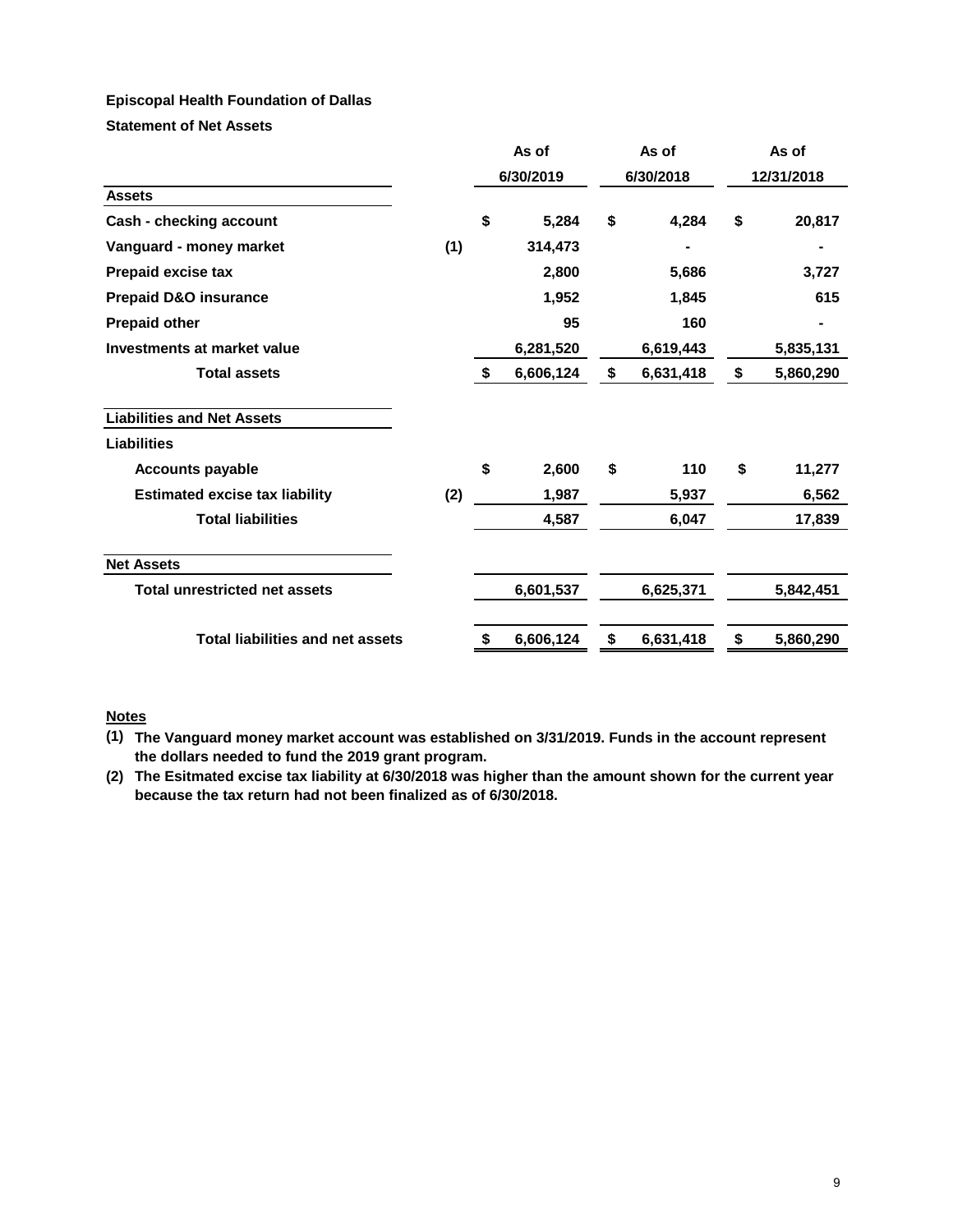**Episcopal Health Foundation of Dallas**

**Statement of Net Assets**

| | | As of 6/30/2019 | As of 6/30/2018 | As of 12/31/2018 |
|---|---|---|---|---|
| **Assets** | | | | |
| Cash - checking account | | $ 5,284 | $ 4,284 | $ 20,817 |
| Vanguard - money market | (1) | 314,473 | - | - |
| Prepaid excise tax | | 2,800 | 5,686 | 3,727 |
| Prepaid D&O insurance | | 1,952 | 1,845 | 615 |
| Prepaid other | | 95 | 160 | - |
| Investments at market value | | 6,281,520 | 6,619,443 | 5,835,131 |
| **Total assets** | | $ 6,606,124 | $ 6,631,418 | $ 5,860,290 |
| **Liabilities and Net Assets** | | | | |
| **Liabilities** | | | | |
| Accounts payable | | $ 2,600 | $ 110 | $ 11,277 |
| Estimated excise tax liability | (2) | 1,987 | 5,937 | 6,562 |
| **Total liabilities** | | 4,587 | 6,047 | 17,839 |
| **Net Assets** | | | | |
| Total unrestricted net assets | | 6,601,537 | 6,625,371 | 5,842,451 |
| **Total liabilities and net assets** | | $ 6,606,124 | $ 6,631,418 | $ 5,860,290 |

**Notes**

**(1)** **The Vanguard money market account was established on 3/31/2019. Funds in the account represent the dollars needed to fund the 2019 grant program.**

**(2)** **The Esitmated excise tax liability at 6/30/2018 was higher than the amount shown for the current year because the tax return had not been finalized as of 6/30/2018.**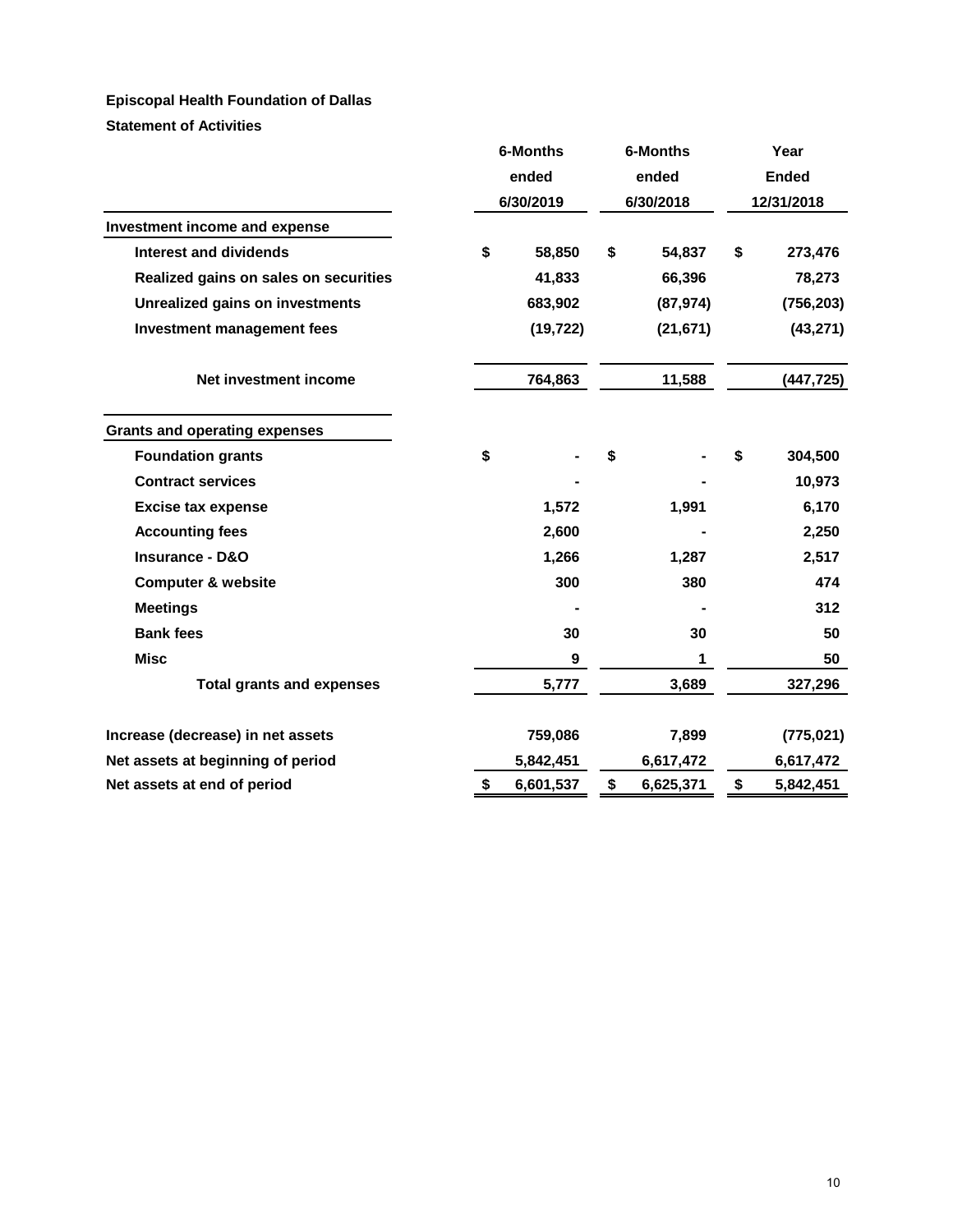**Episcopal Health Foundation of Dallas**

**Statement of Activities**

| | 6-Months ended 6/30/2019 | 6-Months ended 6/30/2018 | Year Ended 12/31/2018 |
|---|---|---|---|
| **Investment income and expense** | | | |
| Interest and dividends | $ 58,850 | $ 54,837 | $ 273,476 |
| Realized gains on sales on securities | 41,833 | 66,396 | 78,273 |
| Unrealized gains on investments | 683,902 | (87,974) | (756,203) |
| Investment management fees | (19,722) | (21,671) | (43,271) |
| Net investment income | 764,863 | 11,588 | (447,725) |
| **Grants and operating expenses** | | | |
| Foundation grants | $ - | $ - | $ 304,500 |
| Contract services | - | - | 10,973 |
| Excise tax expense | 1,572 | 1,991 | 6,170 |
| Accounting fees | 2,600 | - | 2,250 |
| Insurance - D&O | 1,266 | 1,287 | 2,517 |
| Computer & website | 300 | 380 | 474 |
| Meetings | - | - | 312 |
| Bank fees | 30 | 30 | 50 |
| Misc | 9 | 1 | 50 |
| Total grants and expenses | 5,777 | 3,689 | 327,296 |
| Increase (decrease) in net assets | 759,086 | 7,899 | (775,021) |
| Net assets at beginning of period | 5,842,451 | 6,617,472 | 6,617,472 |
| Net assets at end of period | $ 6,601,537 | $ 6,625,371 | $ 5,842,451 |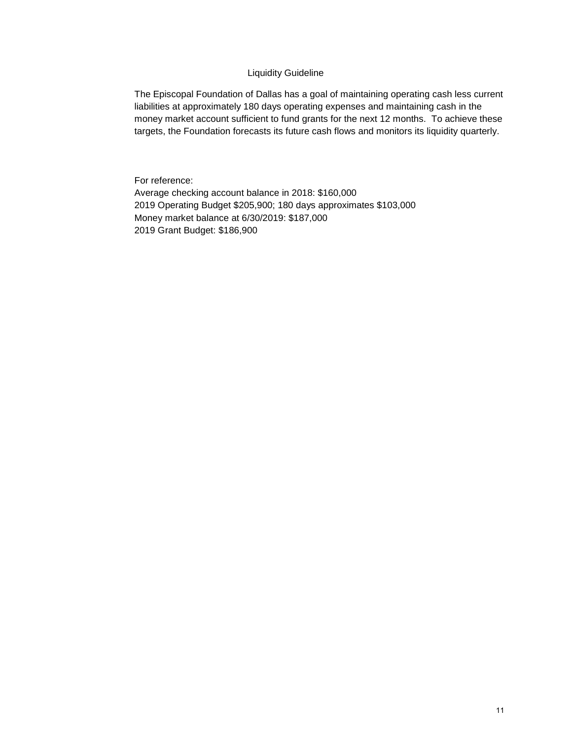## Liquidity Guideline

The Episcopal Foundation of Dallas has a goal of maintaining operating cash less current liabilities at approximately 180 days operating expenses and maintaining cash in the money market account sufficient to fund grants for the next 12 months. To achieve these targets, the Foundation forecasts its future cash flows and monitors its liquidity quarterly.

For reference:
Average checking account balance in 2018: $160,000
2019 Operating Budget $205,900; 180 days approximates $103,000
Money market balance at 6/30/2019: $187,000
2019 Grant Budget: $186,900